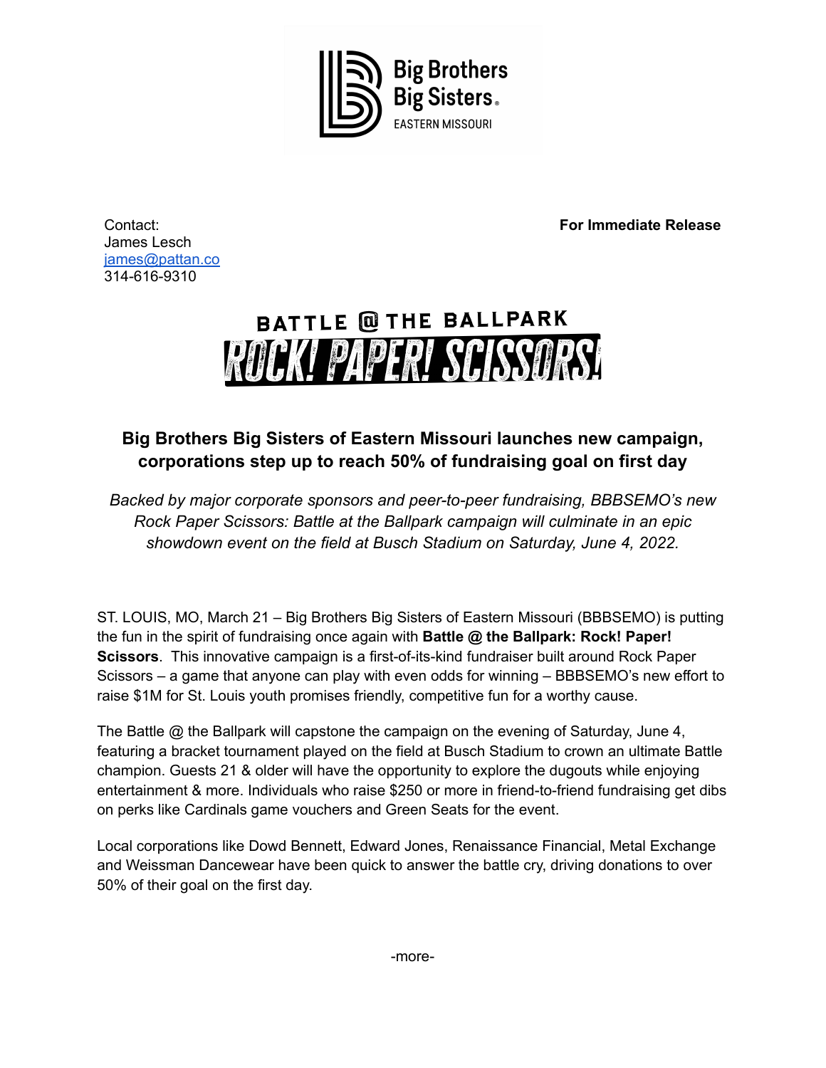Big Brothers Big Sisters
EASTERN MISSOURI

Contact:
James Lesch
james@pattan.co
314-616-9310

**For Immediate Release**

BATTLE @ THE BALLPARK
ROCK! PAPER! SCISSORS!

## Big Brothers Big Sisters of Eastern Missouri launches new campaign, corporations step up to reach 50% of fundraising goal on first day

*Backed by major corporate sponsors and peer-to-peer fundraising, BBBSEMO's new Rock Paper Scissors: Battle at the Ballpark campaign will culminate in an epic showdown event on the field at Busch Stadium on Saturday, June 4, 2022.*

ST. LOUIS, MO, March 21 – Big Brothers Big Sisters of Eastern Missouri (BBBSEMO) is putting the fun in the spirit of fundraising once again with **Battle @ the Ballpark: Rock! Paper! Scissors**. This innovative campaign is a first-of-its-kind fundraiser built around Rock Paper Scissors – a game that anyone can play with even odds for winning – BBBSEMO's new effort to raise $1M for St. Louis youth promises friendly, competitive fun for a worthy cause.

The Battle @ the Ballpark will capstone the campaign on the evening of Saturday, June 4, featuring a bracket tournament played on the field at Busch Stadium to crown an ultimate Battle champion. Guests 21 & older will have the opportunity to explore the dugouts while enjoying entertainment & more. Individuals who raise $250 or more in friend-to-friend fundraising get dibs on perks like Cardinals game vouchers and Green Seats for the event.

Local corporations like Dowd Bennett, Edward Jones, Renaissance Financial, Metal Exchange and Weissman Dancewear have been quick to answer the battle cry, driving donations to over 50% of their goal on the first day.

-more-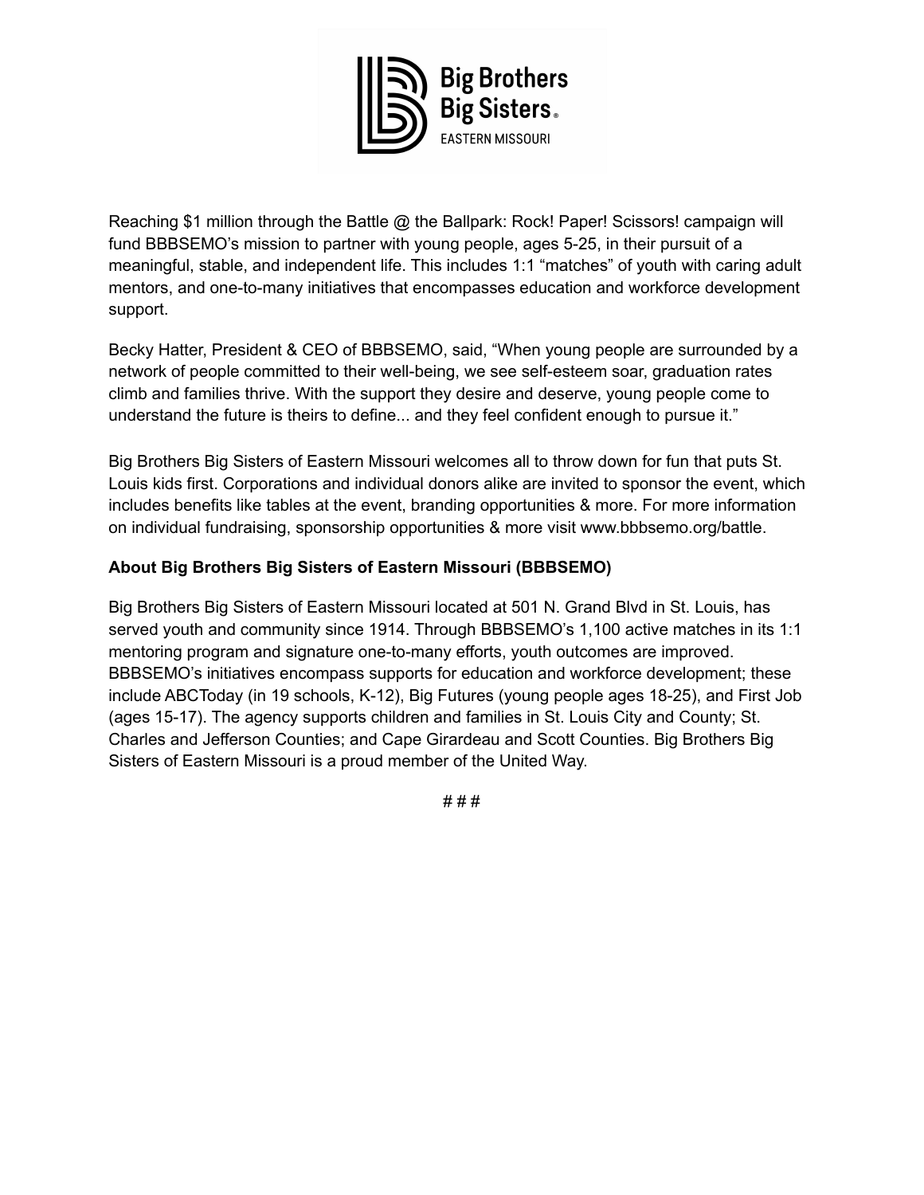Reaching $1 million through the Battle @ the Ballpark: Rock! Paper! Scissors! campaign will fund BBBSEMO's mission to partner with young people, ages 5-25, in their pursuit of a meaningful, stable, and independent life. This includes 1:1 "matches" of youth with caring adult mentors, and one-to-many initiatives that encompasses education and workforce development support.

Becky Hatter, President & CEO of BBBSEMO, said, "When young people are surrounded by a network of people committed to their well-being, we see self-esteem soar, graduation rates climb and families thrive. With the support they desire and deserve, young people come to understand the future is theirs to define... and they feel confident enough to pursue it."

Big Brothers Big Sisters of Eastern Missouri welcomes all to throw down for fun that puts St. Louis kids first. Corporations and individual donors alike are invited to sponsor the event, which includes benefits like tables at the event, branding opportunities & more. For more information on individual fundraising, sponsorship opportunities & more visit www.bbbsemo.org/battle.

**About Big Brothers Big Sisters of Eastern Missouri (BBBSEMO)**

Big Brothers Big Sisters of Eastern Missouri located at 501 N. Grand Blvd in St. Louis, has served youth and community since 1914. Through BBBSEMO's 1,100 active matches in its 1:1 mentoring program and signature one-to-many efforts, youth outcomes are improved. BBBSEMO's initiatives encompass supports for education and workforce development; these include ABCToday (in 19 schools, K-12), Big Futures (young people ages 18-25), and First Job (ages 15-17). The agency supports children and families in St. Louis City and County; St. Charles and Jefferson Counties; and Cape Girardeau and Scott Counties. Big Brothers Big Sisters of Eastern Missouri is a proud member of the United Way.

# # #